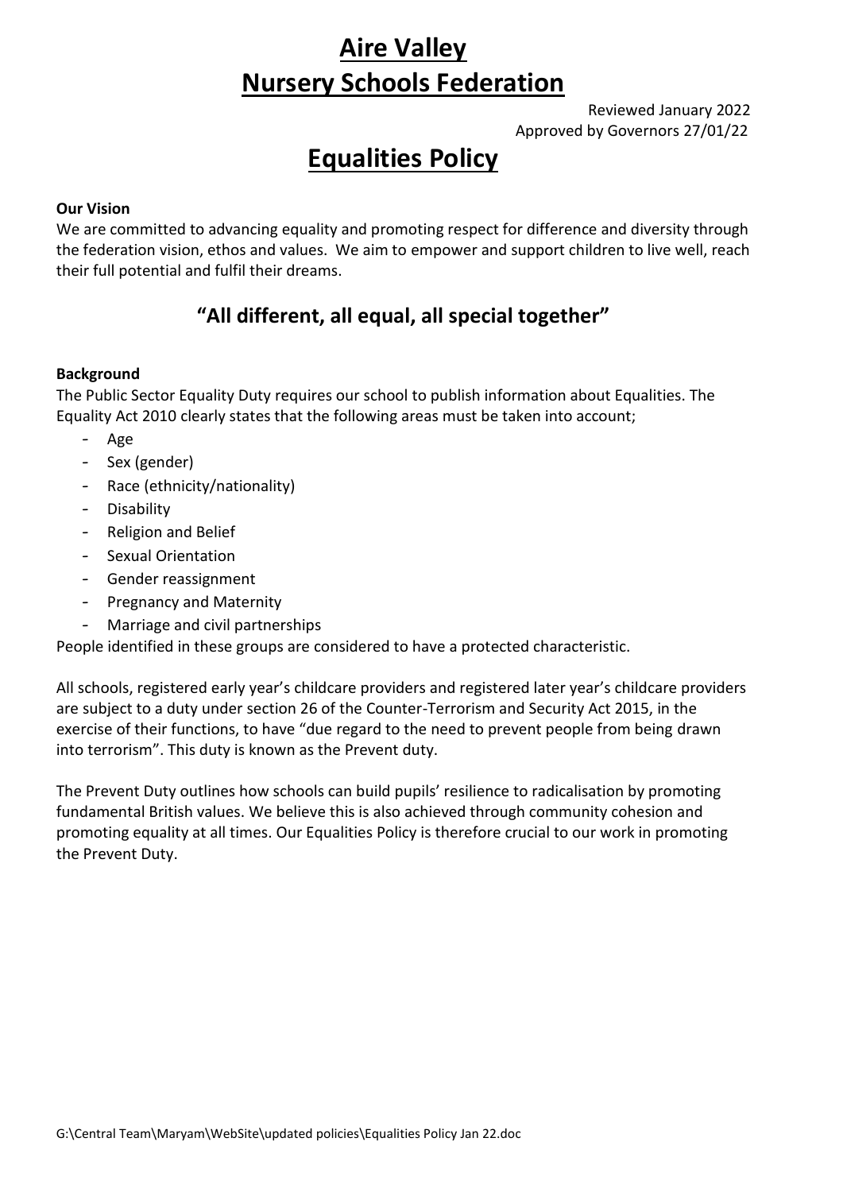# Aire Valley
# Nursery Schools Federation

Reviewed January 2022
Approved by Governors 27/01/22

# Equalities Policy

**Our Vision**

We are committed to advancing equality and promoting respect for difference and diversity through the federation vision, ethos and values. We aim to empower and support children to live well, reach their full potential and fulfil their dreams.

## "All different, all equal, all special together"

**Background**

The Public Sector Equality Duty requires our school to publish information about Equalities. The Equality Act 2010 clearly states that the following areas must be taken into account;

- Age
- Sex (gender)
- Race (ethnicity/nationality)
- Disability
- Religion and Belief
- Sexual Orientation
- Gender reassignment
- Pregnancy and Maternity
- Marriage and civil partnerships

People identified in these groups are considered to have a protected characteristic.

All schools, registered early year's childcare providers and registered later year's childcare providers are subject to a duty under section 26 of the Counter-Terrorism and Security Act 2015, in the exercise of their functions, to have "due regard to the need to prevent people from being drawn into terrorism". This duty is known as the Prevent duty.

The Prevent Duty outlines how schools can build pupils' resilience to radicalisation by promoting fundamental British values. We believe this is also achieved through community cohesion and promoting equality at all times. Our Equalities Policy is therefore crucial to our work in promoting the Prevent Duty.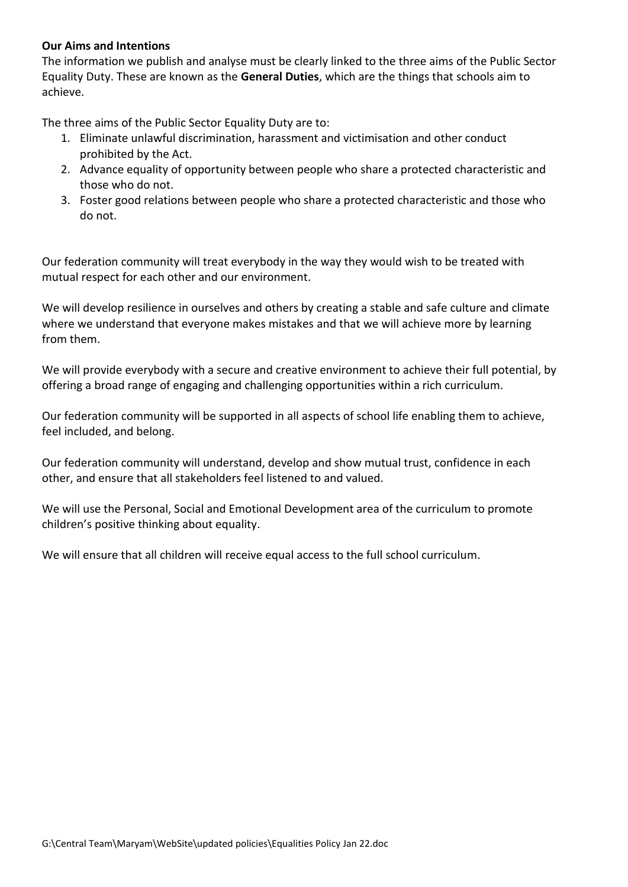**Our Aims and Intentions**

The information we publish and analyse must be clearly linked to the three aims of the Public Sector Equality Duty. These are known as the **General Duties**, which are the things that schools aim to achieve.

The three aims of the Public Sector Equality Duty are to:

1. Eliminate unlawful discrimination, harassment and victimisation and other conduct prohibited by the Act.
2. Advance equality of opportunity between people who share a protected characteristic and those who do not.
3. Foster good relations between people who share a protected characteristic and those who do not.

Our federation community will treat everybody in the way they would wish to be treated with mutual respect for each other and our environment.

We will develop resilience in ourselves and others by creating a stable and safe culture and climate where we understand that everyone makes mistakes and that we will achieve more by learning from them.

We will provide everybody with a secure and creative environment to achieve their full potential, by offering a broad range of engaging and challenging opportunities within a rich curriculum.

Our federation community will be supported in all aspects of school life enabling them to achieve, feel included, and belong.

Our federation community will understand, develop and show mutual trust, confidence in each other, and ensure that all stakeholders feel listened to and valued.

We will use the Personal, Social and Emotional Development area of the curriculum to promote children's positive thinking about equality.

We will ensure that all children will receive equal access to the full school curriculum.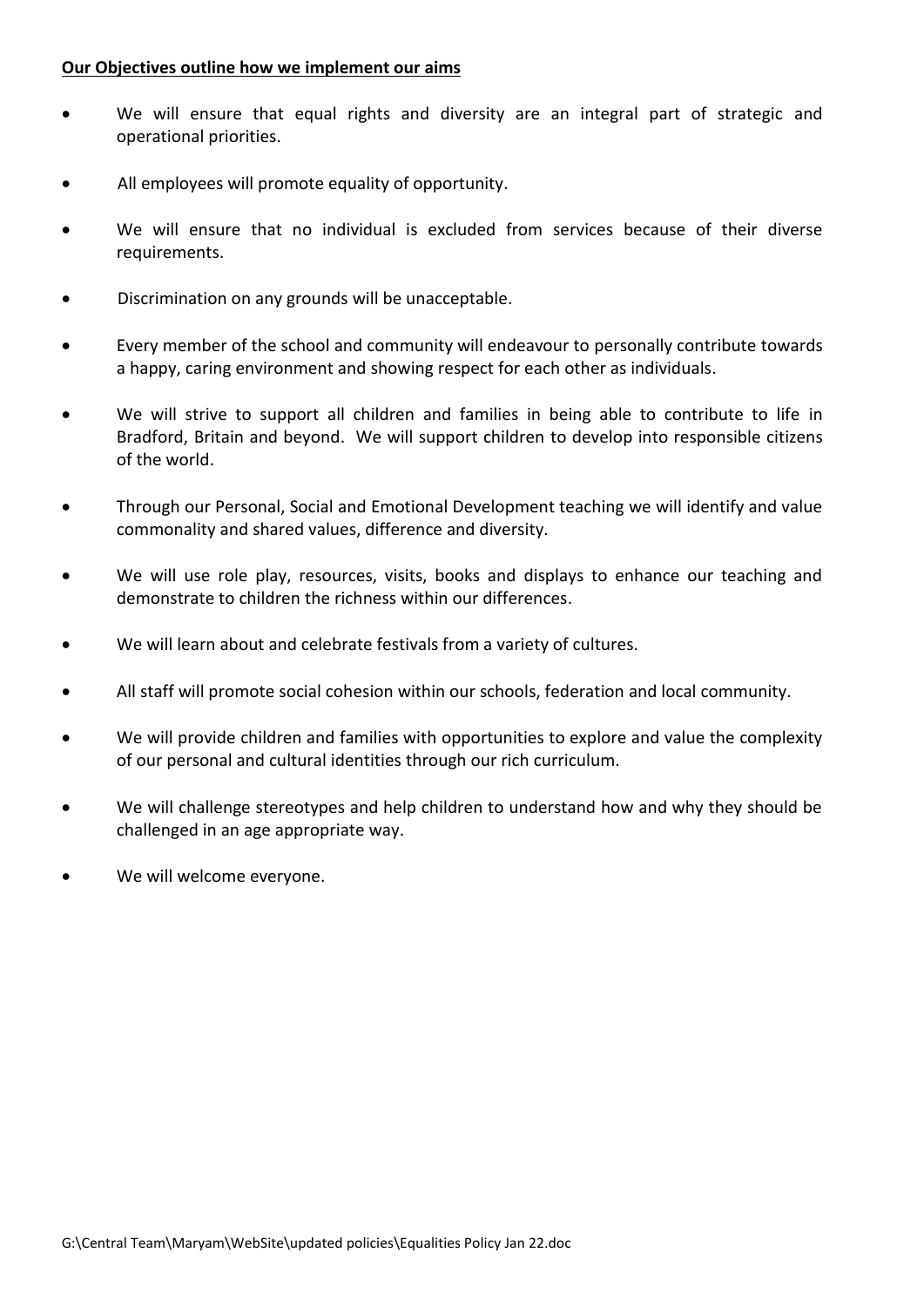**Our Objectives outline how we implement our aims**

- We will ensure that equal rights and diversity are an integral part of strategic and operational priorities.
- All employees will promote equality of opportunity.
- We will ensure that no individual is excluded from services because of their diverse requirements.
- Discrimination on any grounds will be unacceptable.
- Every member of the school and community will endeavour to personally contribute towards a happy, caring environment and showing respect for each other as individuals.
- We will strive to support all children and families in being able to contribute to life in Bradford, Britain and beyond. We will support children to develop into responsible citizens of the world.
- Through our Personal, Social and Emotional Development teaching we will identify and value commonality and shared values, difference and diversity.
- We will use role play, resources, visits, books and displays to enhance our teaching and demonstrate to children the richness within our differences.
- We will learn about and celebrate festivals from a variety of cultures.
- All staff will promote social cohesion within our schools, federation and local community.
- We will provide children and families with opportunities to explore and value the complexity of our personal and cultural identities through our rich curriculum.
- We will challenge stereotypes and help children to understand how and why they should be challenged in an age appropriate way.
- We will welcome everyone.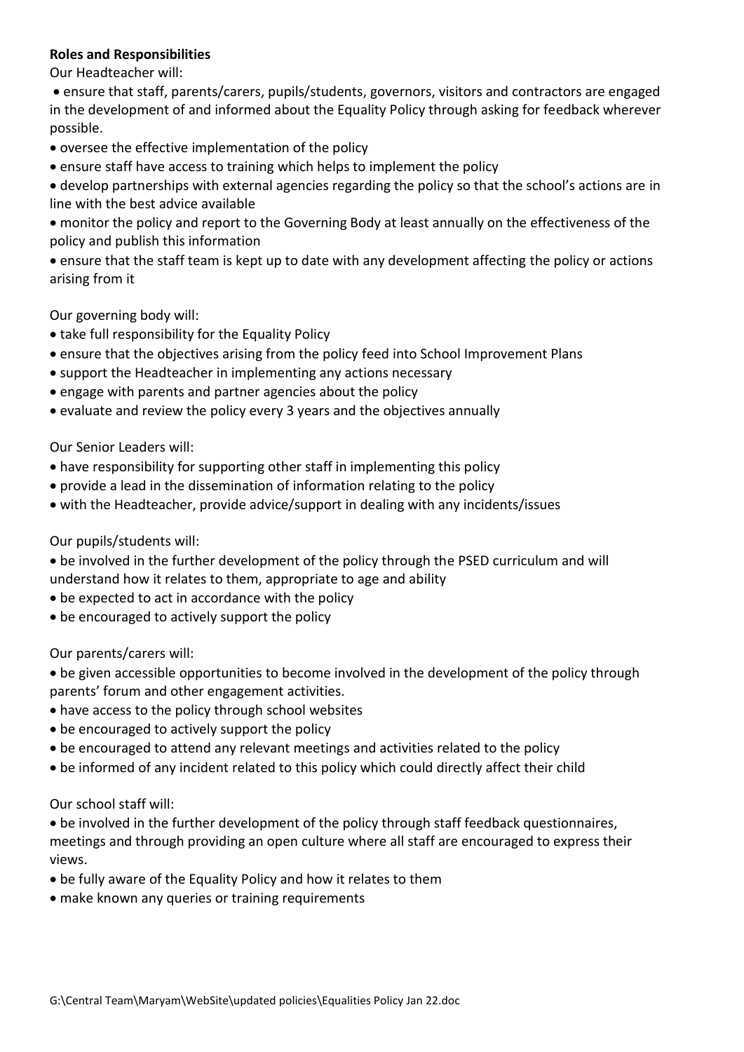**Roles and Responsibilities**

Our Headteacher will:

- ensure that staff, parents/carers, pupils/students, governors, visitors and contractors are engaged in the development of and informed about the Equality Policy through asking for feedback wherever possible.
- oversee the effective implementation of the policy
- ensure staff have access to training which helps to implement the policy
- develop partnerships with external agencies regarding the policy so that the school's actions are in line with the best advice available
- monitor the policy and report to the Governing Body at least annually on the effectiveness of the policy and publish this information
- ensure that the staff team is kept up to date with any development affecting the policy or actions arising from it

Our governing body will:

- take full responsibility for the Equality Policy
- ensure that the objectives arising from the policy feed into School Improvement Plans
- support the Headteacher in implementing any actions necessary
- engage with parents and partner agencies about the policy
- evaluate and review the policy every 3 years and the objectives annually

Our Senior Leaders will:

- have responsibility for supporting other staff in implementing this policy
- provide a lead in the dissemination of information relating to the policy
- with the Headteacher, provide advice/support in dealing with any incidents/issues

Our pupils/students will:

- be involved in the further development of the policy through the PSED curriculum and will understand how it relates to them, appropriate to age and ability
- be expected to act in accordance with the policy
- be encouraged to actively support the policy

Our parents/carers will:

- be given accessible opportunities to become involved in the development of the policy through parents' forum and other engagement activities.
- have access to the policy through school websites
- be encouraged to actively support the policy
- be encouraged to attend any relevant meetings and activities related to the policy
- be informed of any incident related to this policy which could directly affect their child

Our school staff will:

- be involved in the further development of the policy through staff feedback questionnaires, meetings and through providing an open culture where all staff are encouraged to express their views.
- be fully aware of the Equality Policy and how it relates to them
- make known any queries or training requirements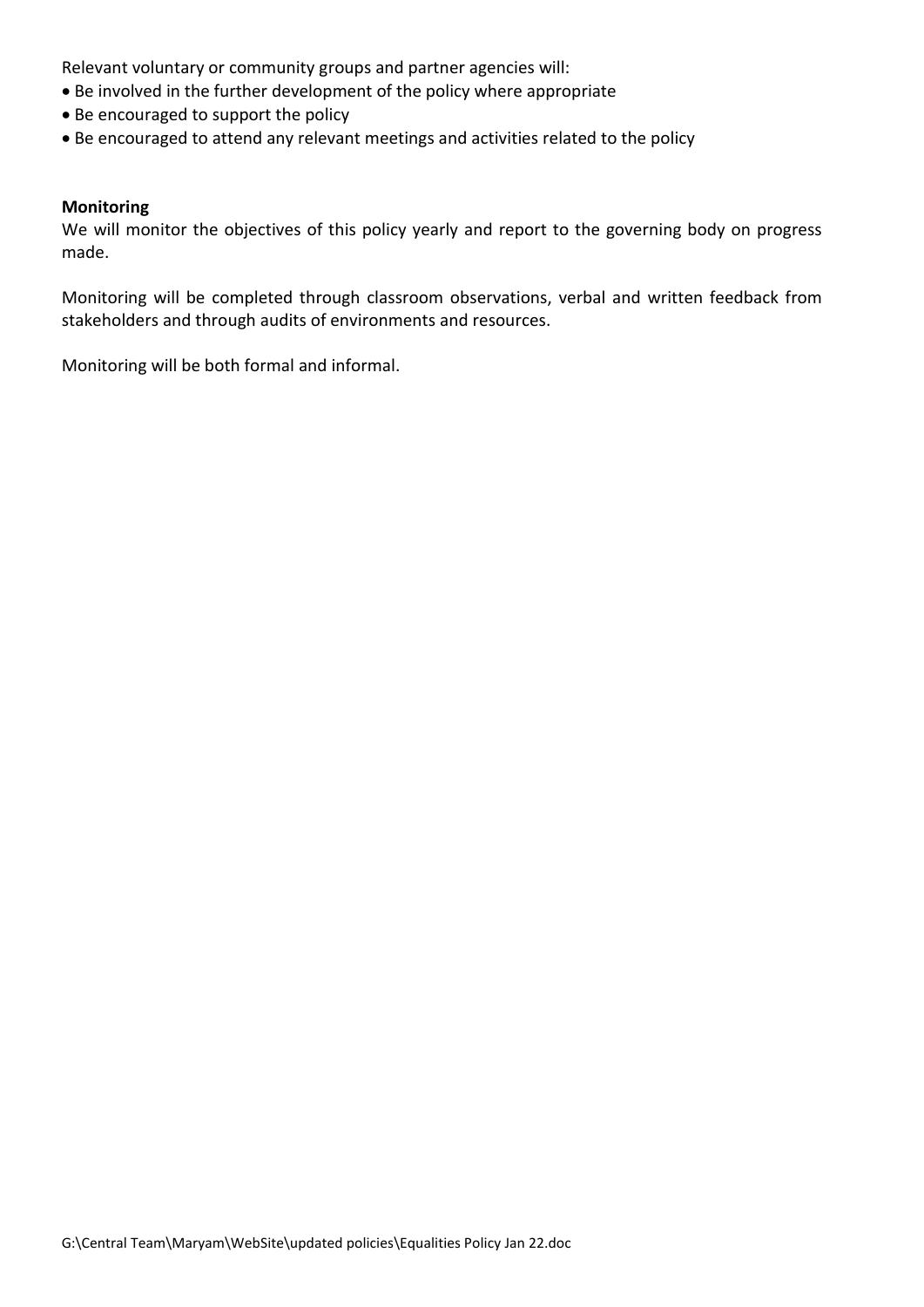Relevant voluntary or community groups and partner agencies will:

- Be involved in the further development of the policy where appropriate
- Be encouraged to support the policy
- Be encouraged to attend any relevant meetings and activities related to the policy

**Monitoring**

We will monitor the objectives of this policy yearly and report to the governing body on progress made.

Monitoring will be completed through classroom observations, verbal and written feedback from stakeholders and through audits of environments and resources.

Monitoring will be both formal and informal.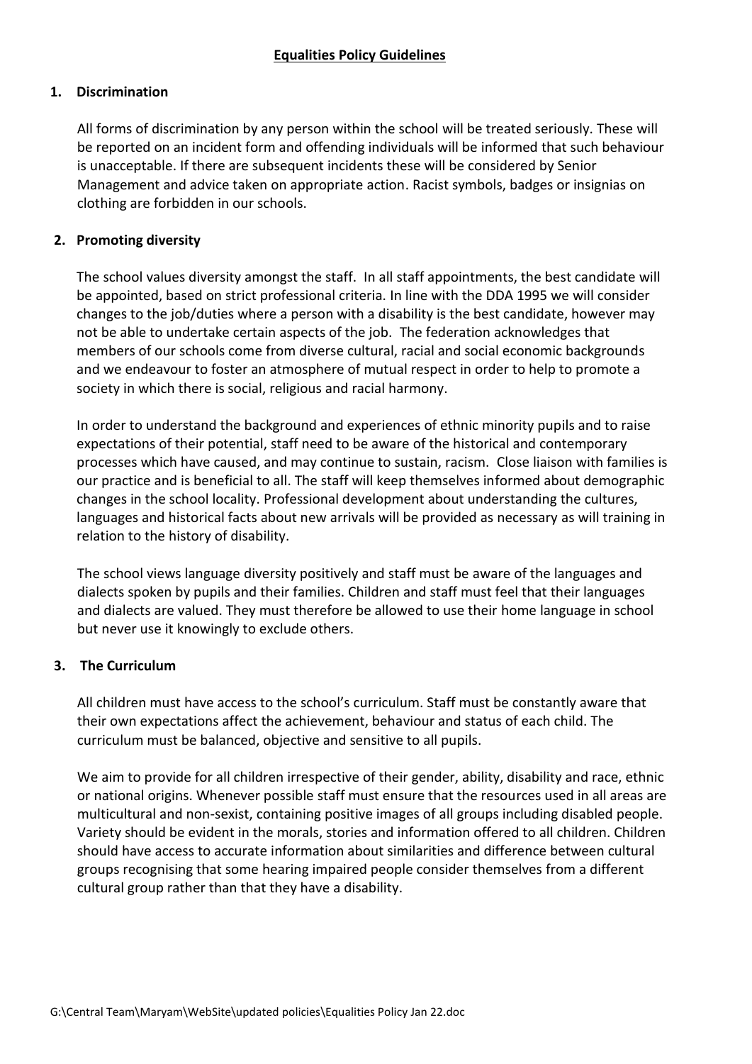# Equalities Policy Guidelines

## 1. Discrimination

All forms of discrimination by any person within the school will be treated seriously. These will be reported on an incident form and offending individuals will be informed that such behaviour is unacceptable. If there are subsequent incidents these will be considered by Senior Management and advice taken on appropriate action. Racist symbols, badges or insignias on clothing are forbidden in our schools.

## 2. Promoting diversity

The school values diversity amongst the staff. In all staff appointments, the best candidate will be appointed, based on strict professional criteria. In line with the DDA 1995 we will consider changes to the job/duties where a person with a disability is the best candidate, however may not be able to undertake certain aspects of the job. The federation acknowledges that members of our schools come from diverse cultural, racial and social economic backgrounds and we endeavour to foster an atmosphere of mutual respect in order to help to promote a society in which there is social, religious and racial harmony.

In order to understand the background and experiences of ethnic minority pupils and to raise expectations of their potential, staff need to be aware of the historical and contemporary processes which have caused, and may continue to sustain, racism. Close liaison with families is our practice and is beneficial to all. The staff will keep themselves informed about demographic changes in the school locality. Professional development about understanding the cultures, languages and historical facts about new arrivals will be provided as necessary as will training in relation to the history of disability.

The school views language diversity positively and staff must be aware of the languages and dialects spoken by pupils and their families. Children and staff must feel that their languages and dialects are valued. They must therefore be allowed to use their home language in school but never use it knowingly to exclude others.

## 3. The Curriculum

All children must have access to the school's curriculum. Staff must be constantly aware that their own expectations affect the achievement, behaviour and status of each child. The curriculum must be balanced, objective and sensitive to all pupils.

We aim to provide for all children irrespective of their gender, ability, disability and race, ethnic or national origins. Whenever possible staff must ensure that the resources used in all areas are multicultural and non-sexist, containing positive images of all groups including disabled people. Variety should be evident in the morals, stories and information offered to all children. Children should have access to accurate information about similarities and difference between cultural groups recognising that some hearing impaired people consider themselves from a different cultural group rather than that they have a disability.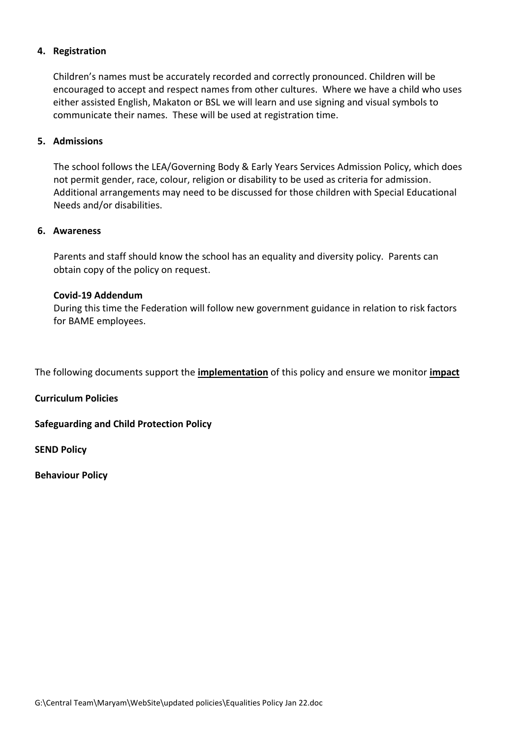4. **Registration**

   Children's names must be accurately recorded and correctly pronounced. Children will be encouraged to accept and respect names from other cultures. Where we have a child who uses either assisted English, Makaton or BSL we will learn and use signing and visual symbols to communicate their names. These will be used at registration time.

5. **Admissions**

   The school follows the LEA/Governing Body & Early Years Services Admission Policy, which does not permit gender, race, colour, religion or disability to be used as criteria for admission. Additional arrangements may need to be discussed for those children with Special Educational Needs and/or disabilities.

6. **Awareness**

   Parents and staff should know the school has an equality and diversity policy. Parents can obtain copy of the policy on request.

   **Covid-19 Addendum**
   During this time the Federation will follow new government guidance in relation to risk factors for BAME employees.

The following documents support the **<u>implementation</u>** of this policy and ensure we monitor **<u>impact</u>**

**Curriculum Policies**

**Safeguarding and Child Protection Policy**

**SEND Policy**

**Behaviour Policy**

G:\Central Team\Maryam\WebSite\updated policies\Equalities Policy Jan 22.doc